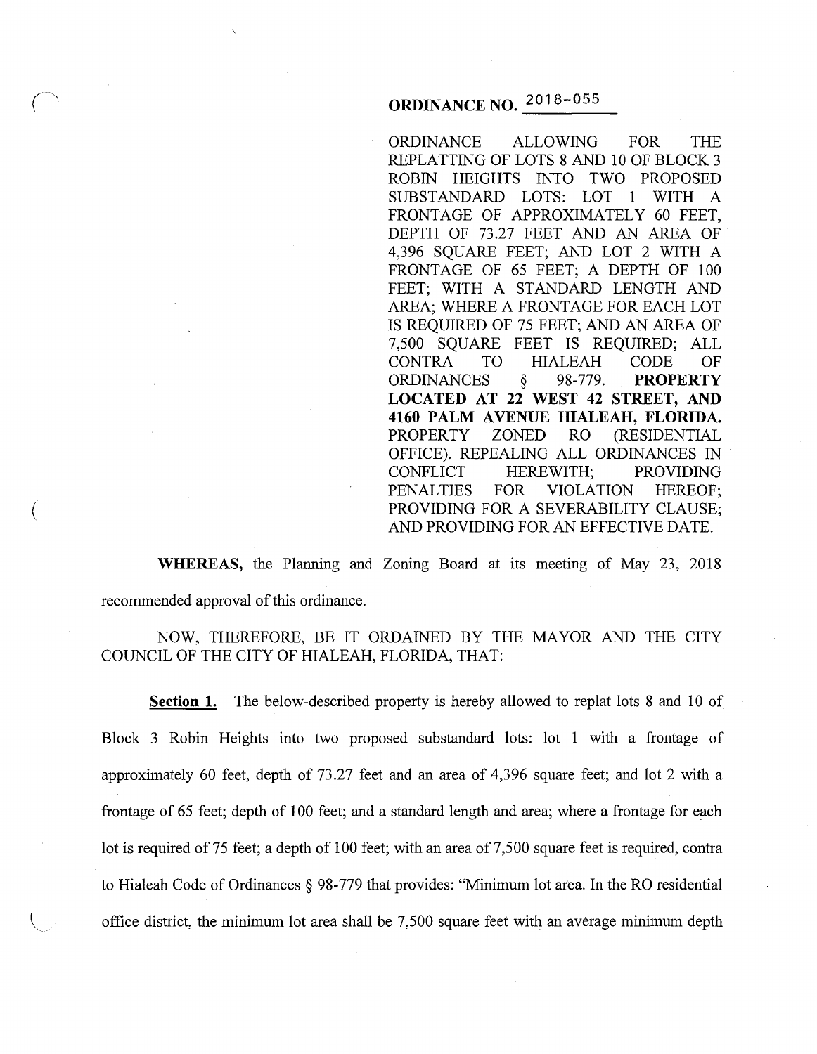# ORDINANCE NO. 2018-055

ORDINANCE ALLOWING FOR THE REPLATTING OF LOTS 8 AND 10 OF BLOCK 3 ROBIN HEIGHTS INTO TWO PROPOSED SUBSTANDARD LOTS: LOT 1 WITH A FRONTAGE OF APPROXIMATELY 60 FEET, DEPTH OF 73.27 FEET AND AN AREA OF 4,396 SQUARE FEET; AND LOT 2 WITH A FRONTAGE OF 65 FEET; A DEPTH OF 100 FEET; WITH A STANDARD LENGTH AND AREA; WHERE A FRONTAGE FOR EACH LOT IS REQUIRED OF 75 FEET; AND AN AREA OF 7,500 SQUARE FEET IS REQUIRED; ALL CONTRA TO HIALEAH CODE OF ORDINANCES § 98-779. **PROPERTY LOCATED AT 22 WEST 42 STREET, AND 4160 PALM AVENUE HIALEAH, FLORIDA.** PROPERTY ZONED RO (RESIDENTIAL OFFICE). REPEALING ALL ORDINANCES IN CONFLICT HEREWITH; PROVIDING PENALTIES FOR VIOLATION HEREOF; PROVIDING FOR A SEVERABILITY CLAUSE; AND PROVIDING FOR AN EFFECTIVE DATE.

**WHEREAS,** the Planning and Zoning Board at its meeting of May 23, 2018 recommended approval of this ordinance.

NOW, THEREFORE, BE IT ORDAINED BY THE MAYOR AND THE CITY COUNCIL OF THE CITY OF HIALEAH, FLORIDA, THAT:

**Section 1.** The below-described property is hereby allowed to replat lots 8 and 10 of Block 3 Robin Heights into two proposed substandard lots: lot 1 with a frontage of approximately 60 feet, depth of 73.27 feet and an area of 4,396 square feet; and lot 2 with a frontage of 65 feet; depth of 100 feet; and a standard length and area; where a frontage for each lot is required of 75 feet; a depth of 100 feet; with an area of 7,500 square feet is required, contra to Hialeah Code of Ordinances § 98-779 that provides: "Minimum lot area. In the RO residential office district, the minimum lot area shall be 7,500 square feet with an average minimum depth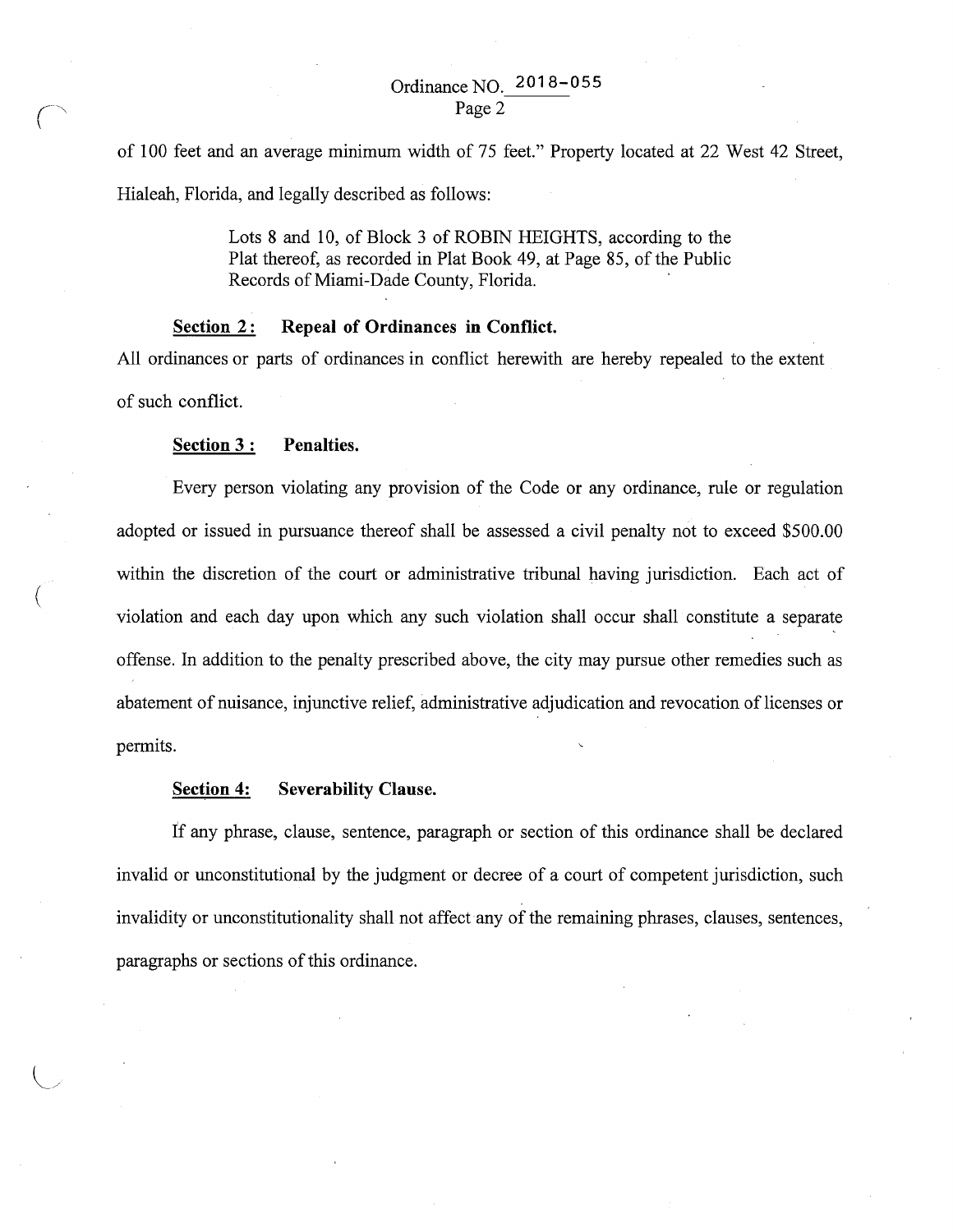of 100 feet and an average minimum width of 75 feet." Property located at 22 West 42 Street, Hialeah, Florida, and legally described as follows:

> Lots 8 and 10, of Block 3 of ROBIN HEIGHTS, according to the Plat thereof, as recorded in Plat Book 49, at Page 85, of the Public Records of Miami-Dade County, Florida.

**Section 2: Repeal of Ordinances in Conflict.**

All ordinances or parts of ordinances in conflict herewith are hereby repealed to the extent of such conflict.

**Section 3: Penalties.**

Every person violating any provision of the Code or any ordinance, rule or regulation adopted or issued in pursuance thereof shall be assessed a civil penalty not to exceed $500.00 within the discretion of the court or administrative tribunal having jurisdiction. Each act of violation and each day upon which any such violation shall occur shall constitute a separate offense. In addition to the penalty prescribed above, the city may pursue other remedies such as abatement of nuisance, injunctive relief, administrative adjudication and revocation of licenses or permits.

**Section 4: Severability Clause.**

If any phrase, clause, sentence, paragraph or section of this ordinance shall be declared invalid or unconstitutional by the judgment or decree of a court of competent jurisdiction, such invalidity or unconstitutionality shall not affect any of the remaining phrases, clauses, sentences, paragraphs or sections of this ordinance.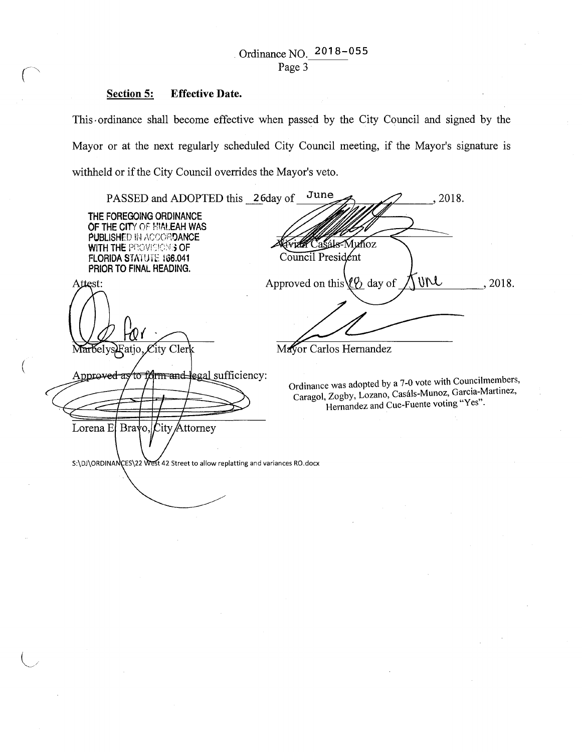Ordinance NO. 2018-055

**Section 5: Effective Date.**

This ordinance shall become effective when passed by the City Council and signed by the Mayor or at the next regularly scheduled City Council meeting, if the Mayor's signature is withheld or if the City Council overrides the Mayor's veto.

PASSED and ADOPTED this 26 day of June, 2018.

Vivian Casáls-Muñoz
Council President

THE FOREGOING ORDINANCE OF THE CITY OF HIALEAH WAS PUBLISHED IN ACCORDANCE WITH THE PROVISIONS OF FLORIDA STATUTE 166.041 PRIOR TO FINAL READING.

Approved on this 28 day of June, 2018.

Attest:

Marbelys Fatjo, City Clerk

Mayor Carlos Hernandez

Approved as to form and legal sufficiency:

Lorena E. Bravo, City Attorney

Ordinance was adopted by a 7-0 vote with Councilmembers, Caragol, Zogby, Lozano, Casáls-Munoz, Garcia-Martinez, Hernandez and Cue-Fuente voting "Yes".

S:\DJ\ORDINANCES\22 West 42 Street to allow replatting and variances RO.docx